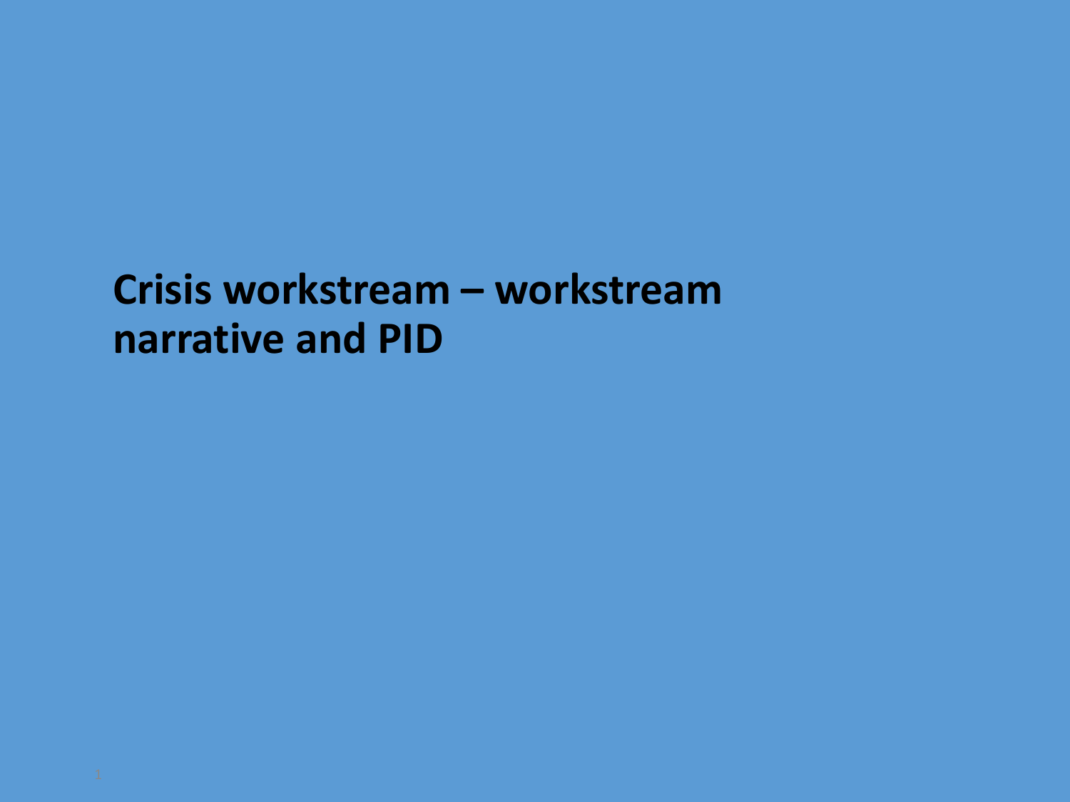# Crisis workstream – workstream narrative and PID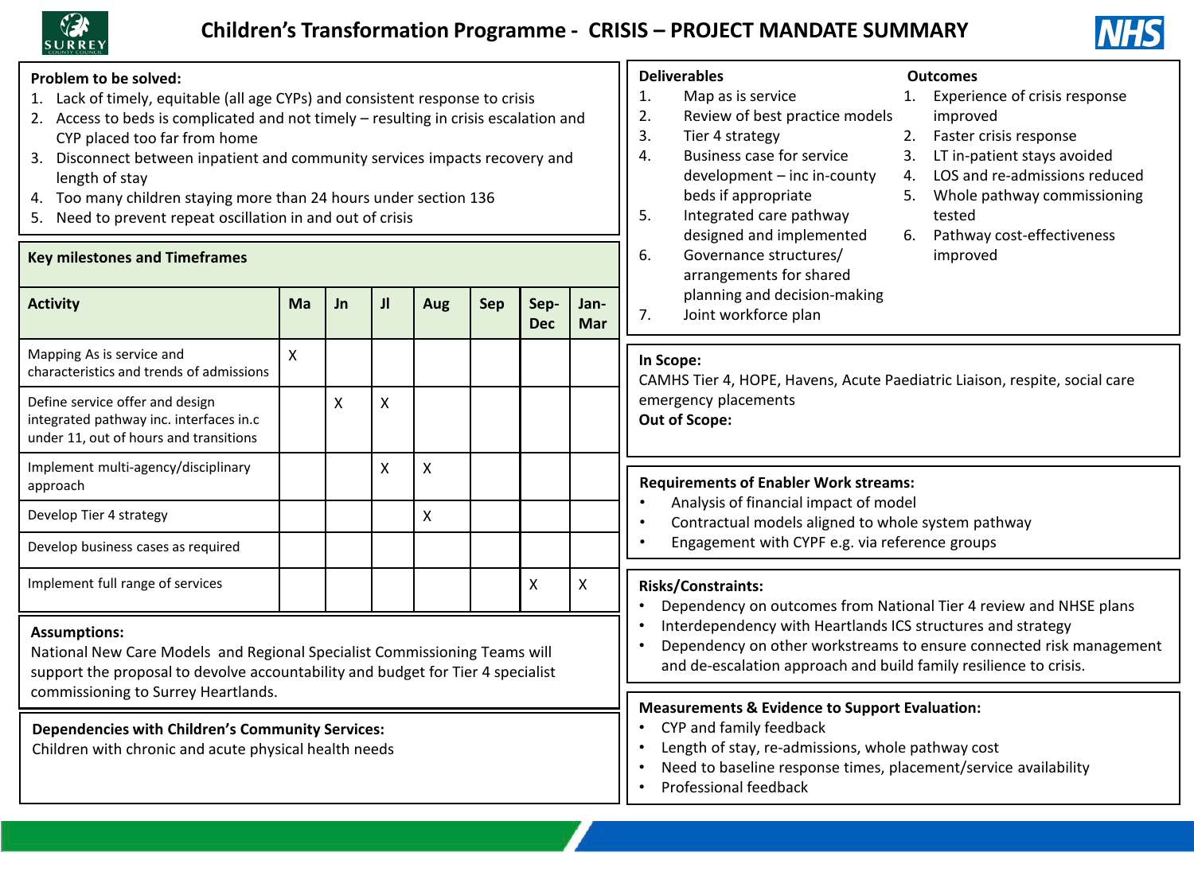# Children's Transformation Programme - CRISIS – PROJECT MANDATE SUMMARY

**Problem to be solved:**

1. Lack of timely, equitable (all age CYPs) and consistent response to crisis
2. Access to beds is complicated and not timely – resulting in crisis escalation and CYP placed too far from home
3. Disconnect between inpatient and community services impacts recovery and length of stay
4. Too many children staying more than 24 hours under section 136
5. Need to prevent repeat oscillation in and out of crisis

**Key milestones and Timeframes**

| Activity | Ma | Jn | Jl | Aug | Sep | Sep-Dec | Jan-Mar |
|---|---|---|---|---|---|---|---|
| Mapping As is service and characteristics and trends of admissions | X | | | | | | |
| Define service offer and design integrated pathway inc. interfaces in.c under 11, out of hours and transitions | | X | X | | | | |
| Implement multi-agency/disciplinary approach | | | X | X | | | |
| Develop Tier 4 strategy | | | | X | | | |
| Develop business cases as required | | | | | | | |
| Implement full range of services | | | | | | X | X |

**Assumptions:**
National New Care Models and Regional Specialist Commissioning Teams will support the proposal to devolve accountability and budget for Tier 4 specialist commissioning to Surrey Heartlands.

**Dependencies with Children's Community Services:**
Children with chronic and acute physical health needs

**Deliverables**

1. Map as is service
2. Review of best practice models
3. Tier 4 strategy
4. Business case for service development – inc in-county beds if appropriate
5. Integrated care pathway designed and implemented
6. Governance structures/ arrangements for shared planning and decision-making
7. Joint workforce plan

**Outcomes**

1. Experience of crisis response improved
2. Faster crisis response
3. LT in-patient stays avoided
4. LOS and re-admissions reduced
5. Whole pathway commissioning tested
6. Pathway cost-effectiveness improved

**In Scope:**
CAMHS Tier 4, HOPE, Havens, Acute Paediatric Liaison, respite, social care emergency placements

**Out of Scope:**

**Requirements of Enabler Work streams:**

- Analysis of financial impact of model
- Contractual models aligned to whole system pathway
- Engagement with CYPF e.g. via reference groups

**Risks/Constraints:**

- Dependency on outcomes from National Tier 4 review and NHSE plans
- Interdependency with Heartlands ICS structures and strategy
- Dependency on other workstreams to ensure connected risk management and de-escalation approach and build family resilience to crisis.

**Measurements & Evidence to Support Evaluation:**

- CYP and family feedback
- Length of stay, re-admissions, whole pathway cost
- Need to baseline response times, placement/service availability
- Professional feedback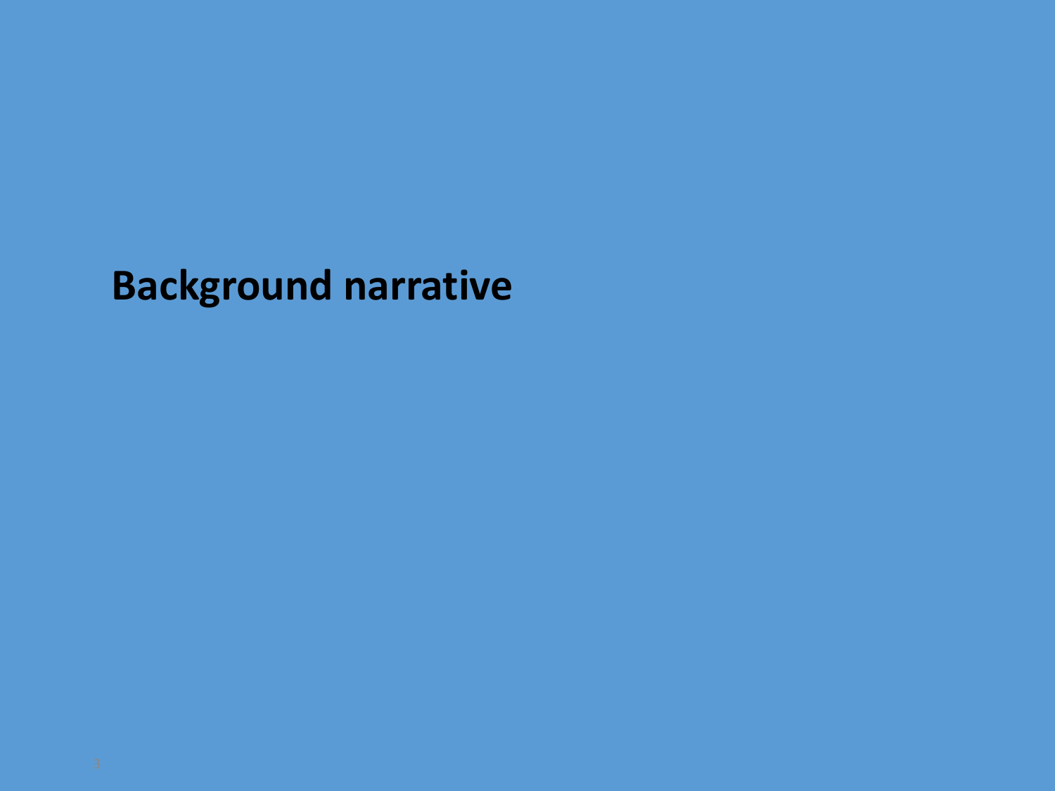# Background narrative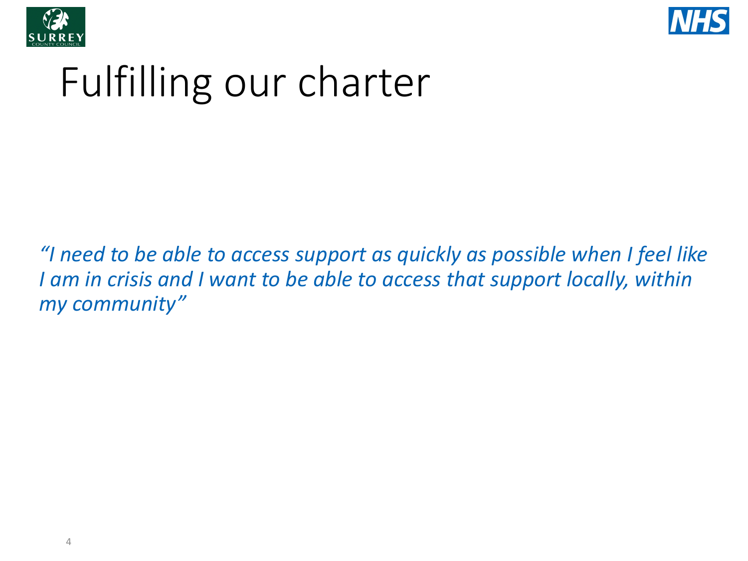# Fulfilling our charter

*"I need to be able to access support as quickly as possible when I feel like I am in crisis and I want to be able to access that support locally, within my community"*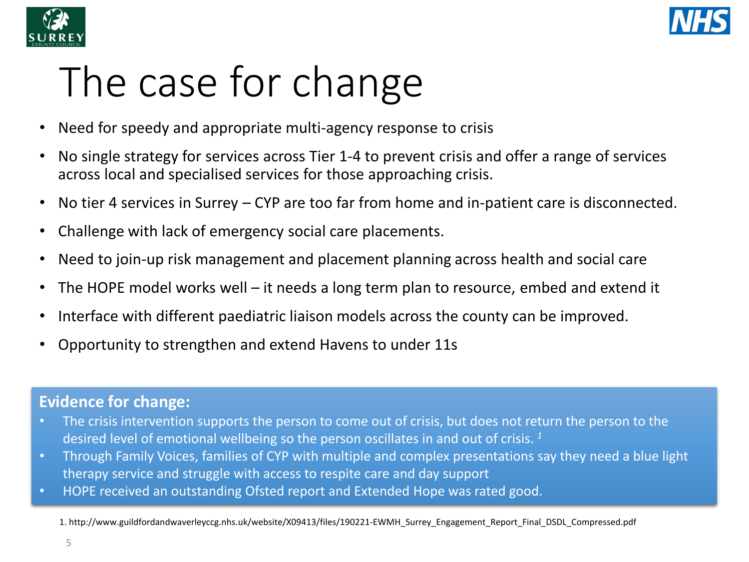# The case for change

- Need for speedy and appropriate multi-agency response to crisis
- No single strategy for services across Tier 1-4 to prevent crisis and offer a range of services across local and specialised services for those approaching crisis.
- No tier 4 services in Surrey – CYP are too far from home and in-patient care is disconnected.
- Challenge with lack of emergency social care placements.
- Need to join-up risk management and placement planning across health and social care
- The HOPE model works well – it needs a long term plan to resource, embed and extend it
- Interface with different paediatric liaison models across the county can be improved.
- Opportunity to strengthen and extend Havens to under 11s

**Evidence for change:**

- The crisis intervention supports the person to come out of crisis, but does not return the person to the desired level of emotional wellbeing so the person oscillates in and out of crisis. [1]
- Through Family Voices, families of CYP with multiple and complex presentations say they need a blue light therapy service and struggle with access to respite care and day support
- HOPE received an outstanding Ofsted report and Extended Hope was rated good.

1. http://www.guildfordandwaverleyccg.nhs.uk/website/X09413/files/190221-EWMH_Surrey_Engagement_Report_Final_DSDL_Compressed.pdf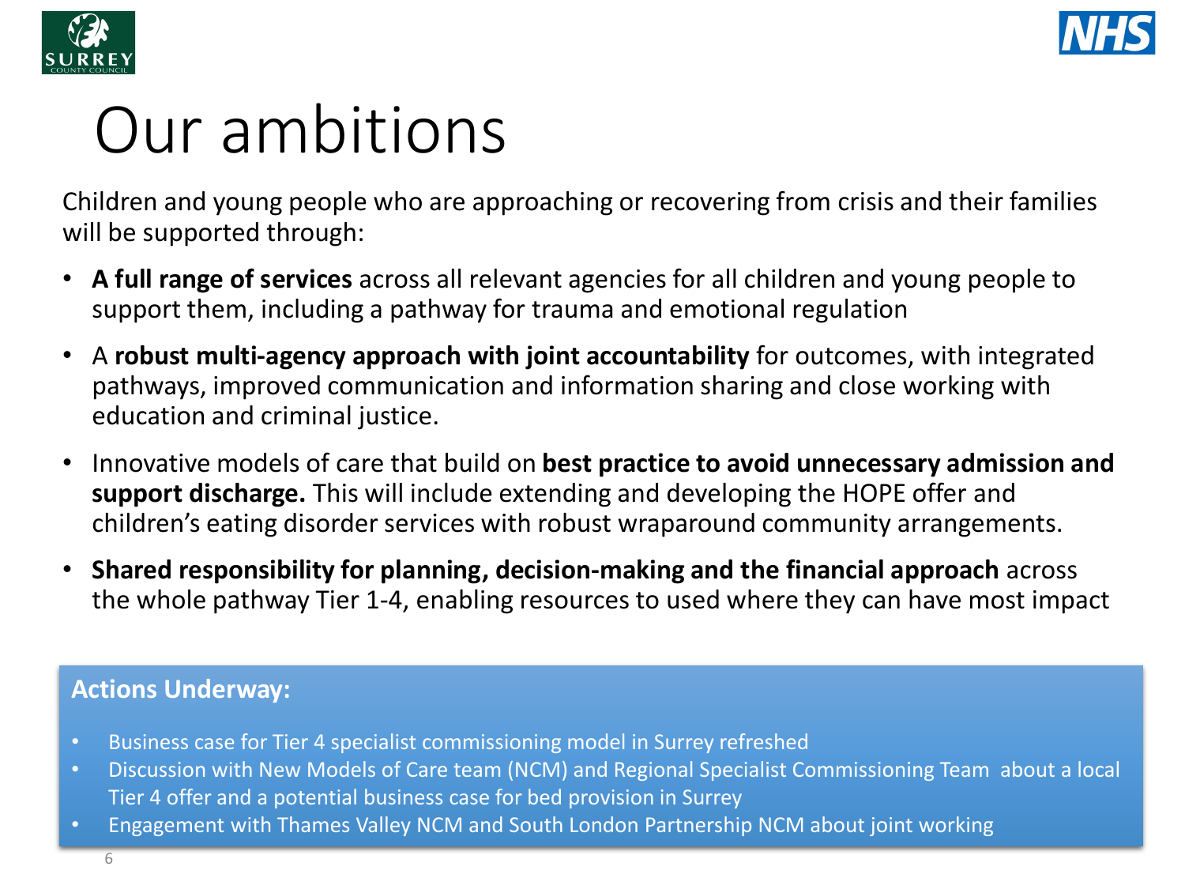# Our ambitions

Children and young people who are approaching or recovering from crisis and their families will be supported through:

- **A full range of services** across all relevant agencies for all children and young people to support them, including a pathway for trauma and emotional regulation
- A **robust multi-agency approach with joint accountability** for outcomes, with integrated pathways, improved communication and information sharing and close working with education and criminal justice.
- Innovative models of care that build on **best practice to avoid unnecessary admission and support discharge.** This will include extending and developing the HOPE offer and children's eating disorder services with robust wraparound community arrangements.
- **Shared responsibility for planning, decision-making and the financial approach** across the whole pathway Tier 1-4, enabling resources to used where they can have most impact

**Actions Underway:**

- Business case for Tier 4 specialist commissioning model in Surrey refreshed
- Discussion with New Models of Care team (NCM) and Regional Specialist Commissioning Team about a local Tier 4 offer and a potential business case for bed provision in Surrey
- Engagement with Thames Valley NCM and South London Partnership NCM about joint working